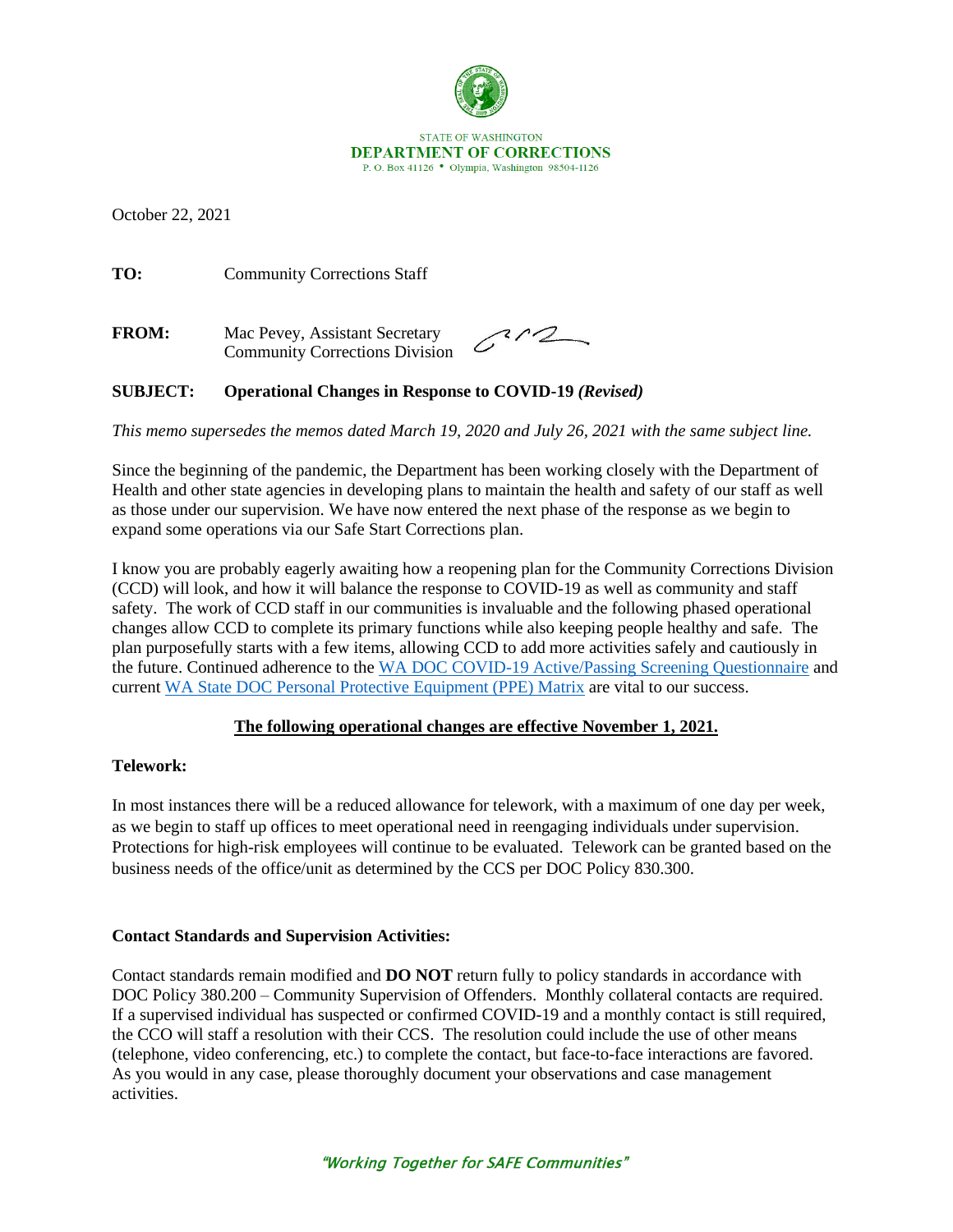STATE OF WASHINGTON
**DEPARTMENT OF CORRECTIONS**
P. O. Box 41126 • Olympia, Washington 98504-1126

October 22, 2021

**TO:** Community Corrections Staff

**FROM:** Mac Pevey, Assistant Secretary
Community Corrections Division

**SUBJECT: Operational Changes in Response to COVID-19 *(Revised)***

*This memo supersedes the memos dated March 19, 2020 and July 26, 2021 with the same subject line.*

Since the beginning of the pandemic, the Department has been working closely with the Department of Health and other state agencies in developing plans to maintain the health and safety of our staff as well as those under our supervision. We have now entered the next phase of the response as we begin to expand some operations via our Safe Start Corrections plan.

I know you are probably eagerly awaiting how a reopening plan for the Community Corrections Division (CCD) will look, and how it will balance the response to COVID-19 as well as community and staff safety. The work of CCD staff in our communities is invaluable and the following phased operational changes allow CCD to complete its primary functions while also keeping people healthy and safe. The plan purposefully starts with a few items, allowing CCD to add more activities safely and cautiously in the future. Continued adherence to the WA DOC COVID-19 Active/Passing Screening Questionnaire and current WA State DOC Personal Protective Equipment (PPE) Matrix are vital to our success.

**The following operational changes are effective November 1, 2021.**

**Telework:**

In most instances there will be a reduced allowance for telework, with a maximum of one day per week, as we begin to staff up offices to meet operational need in reengaging individuals under supervision. Protections for high-risk employees will continue to be evaluated. Telework can be granted based on the business needs of the office/unit as determined by the CCS per DOC Policy 830.300.

**Contact Standards and Supervision Activities:**

Contact standards remain modified and **DO NOT** return fully to policy standards in accordance with DOC Policy 380.200 – Community Supervision of Offenders. Monthly collateral contacts are required. If a supervised individual has suspected or confirmed COVID-19 and a monthly contact is still required, the CCO will staff a resolution with their CCS. The resolution could include the use of other means (telephone, video conferencing, etc.) to complete the contact, but face-to-face interactions are favored. As you would in any case, please thoroughly document your observations and case management activities.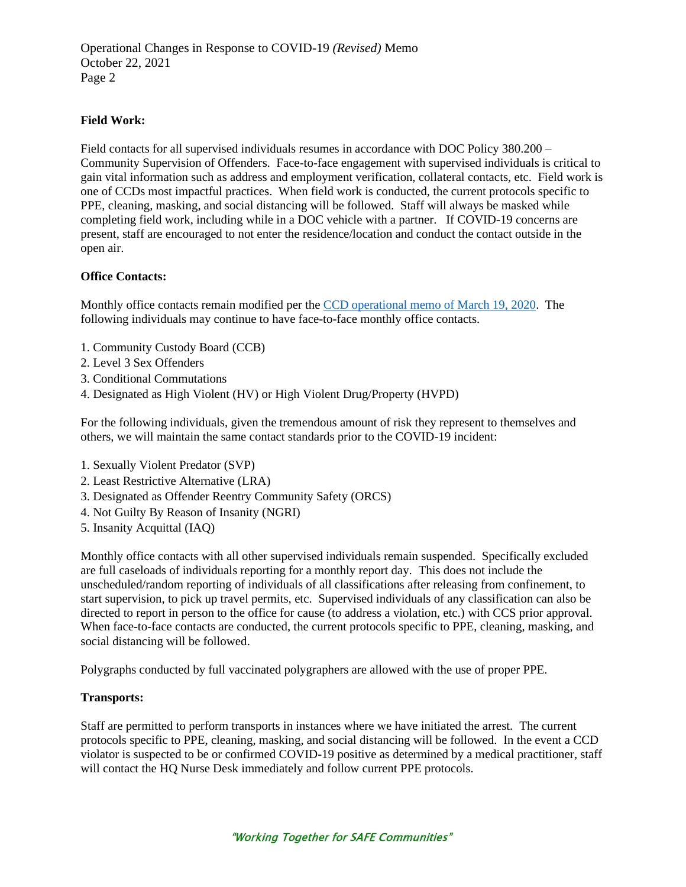**Field Work:**

Field contacts for all supervised individuals resumes in accordance with DOC Policy 380.200 – Community Supervision of Offenders. Face-to-face engagement with supervised individuals is critical to gain vital information such as address and employment verification, collateral contacts, etc. Field work is one of CCDs most impactful practices. When field work is conducted, the current protocols specific to PPE, cleaning, masking, and social distancing will be followed. Staff will always be masked while completing field work, including while in a DOC vehicle with a partner. If COVID-19 concerns are present, staff are encouraged to not enter the residence/location and conduct the contact outside in the open air.

**Office Contacts:**

Monthly office contacts remain modified per the CCD operational memo of March 19, 2020. The following individuals may continue to have face-to-face monthly office contacts.

1. Community Custody Board (CCB)
2. Level 3 Sex Offenders
3. Conditional Commutations
4. Designated as High Violent (HV) or High Violent Drug/Property (HVPD)

For the following individuals, given the tremendous amount of risk they represent to themselves and others, we will maintain the same contact standards prior to the COVID-19 incident:

1. Sexually Violent Predator (SVP)
2. Least Restrictive Alternative (LRA)
3. Designated as Offender Reentry Community Safety (ORCS)
4. Not Guilty By Reason of Insanity (NGRI)
5. Insanity Acquittal (IAQ)

Monthly office contacts with all other supervised individuals remain suspended. Specifically excluded are full caseloads of individuals reporting for a monthly report day. This does not include the unscheduled/random reporting of individuals of all classifications after releasing from confinement, to start supervision, to pick up travel permits, etc. Supervised individuals of any classification can also be directed to report in person to the office for cause (to address a violation, etc.) with CCS prior approval. When face-to-face contacts are conducted, the current protocols specific to PPE, cleaning, masking, and social distancing will be followed.

Polygraphs conducted by full vaccinated polygraphers are allowed with the use of proper PPE.

**Transports:**

Staff are permitted to perform transports in instances where we have initiated the arrest. The current protocols specific to PPE, cleaning, masking, and social distancing will be followed. In the event a CCD violator is suspected to be or confirmed COVID-19 positive as determined by a medical practitioner, staff will contact the HQ Nurse Desk immediately and follow current PPE protocols.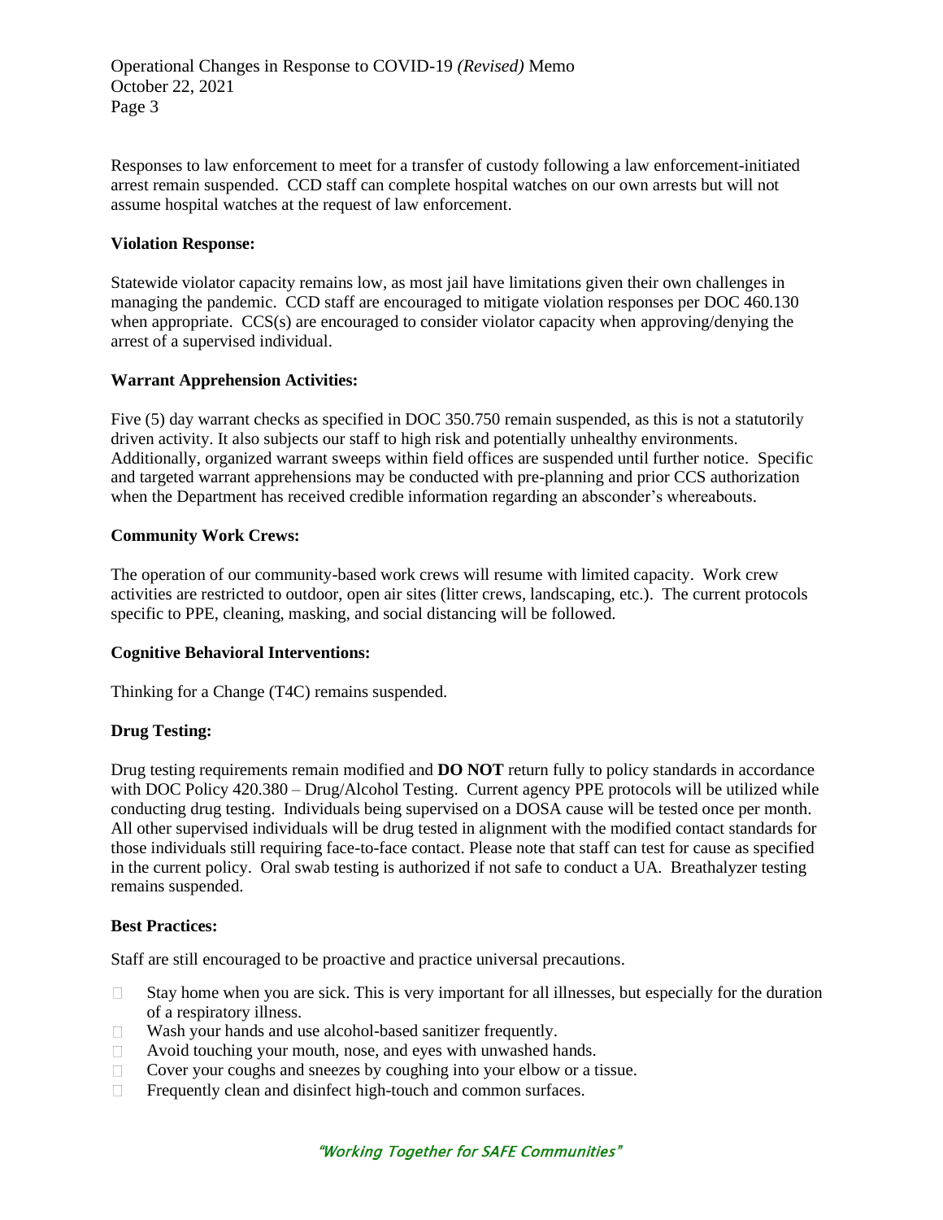Responses to law enforcement to meet for a transfer of custody following a law enforcement-initiated arrest remain suspended. CCD staff can complete hospital watches on our own arrests but will not assume hospital watches at the request of law enforcement.

**Violation Response:**

Statewide violator capacity remains low, as most jail have limitations given their own challenges in managing the pandemic. CCD staff are encouraged to mitigate violation responses per DOC 460.130 when appropriate. CCS(s) are encouraged to consider violator capacity when approving/denying the arrest of a supervised individual.

**Warrant Apprehension Activities:**

Five (5) day warrant checks as specified in DOC 350.750 remain suspended, as this is not a statutorily driven activity. It also subjects our staff to high risk and potentially unhealthy environments. Additionally, organized warrant sweeps within field offices are suspended until further notice. Specific and targeted warrant apprehensions may be conducted with pre-planning and prior CCS authorization when the Department has received credible information regarding an absconder's whereabouts.

**Community Work Crews:**

The operation of our community-based work crews will resume with limited capacity. Work crew activities are restricted to outdoor, open air sites (litter crews, landscaping, etc.). The current protocols specific to PPE, cleaning, masking, and social distancing will be followed.

**Cognitive Behavioral Interventions:**

Thinking for a Change (T4C) remains suspended.

**Drug Testing:**

Drug testing requirements remain modified and **DO NOT** return fully to policy standards in accordance with DOC Policy 420.380 – Drug/Alcohol Testing. Current agency PPE protocols will be utilized while conducting drug testing. Individuals being supervised on a DOSA cause will be tested once per month. All other supervised individuals will be drug tested in alignment with the modified contact standards for those individuals still requiring face-to-face contact. Please note that staff can test for cause as specified in the current policy. Oral swab testing is authorized if not safe to conduct a UA. Breathalyzer testing remains suspended.

**Best Practices:**

Staff are still encouraged to be proactive and practice universal precautions.

- Stay home when you are sick. This is very important for all illnesses, but especially for the duration of a respiratory illness.
- Wash your hands and use alcohol-based sanitizer frequently.
- Avoid touching your mouth, nose, and eyes with unwashed hands.
- Cover your coughs and sneezes by coughing into your elbow or a tissue.
- Frequently clean and disinfect high-touch and common surfaces.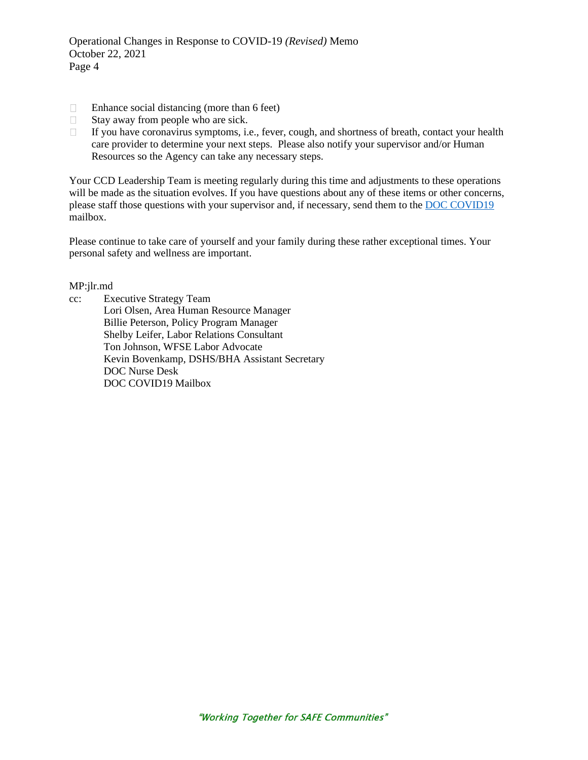- Enhance social distancing (more than 6 feet)
- Stay away from people who are sick.
- If you have coronavirus symptoms, i.e., fever, cough, and shortness of breath, contact your health care provider to determine your next steps.  Please also notify your supervisor and/or Human Resources so the Agency can take any necessary steps.

Your CCD Leadership Team is meeting regularly during this time and adjustments to these operations will be made as the situation evolves. If you have questions about any of these items or other concerns, please staff those questions with your supervisor and, if necessary, send them to the DOC COVID19 mailbox.

Please continue to take care of yourself and your family during these rather exceptional times. Your personal safety and wellness are important.

MP:jlr.md

cc: Executive Strategy Team
Lori Olsen, Area Human Resource Manager
Billie Peterson, Policy Program Manager
Shelby Leifer, Labor Relations Consultant
Ton Johnson, WFSE Labor Advocate
Kevin Bovenkamp, DSHS/BHA Assistant Secretary
DOC Nurse Desk
DOC COVID19 Mailbox